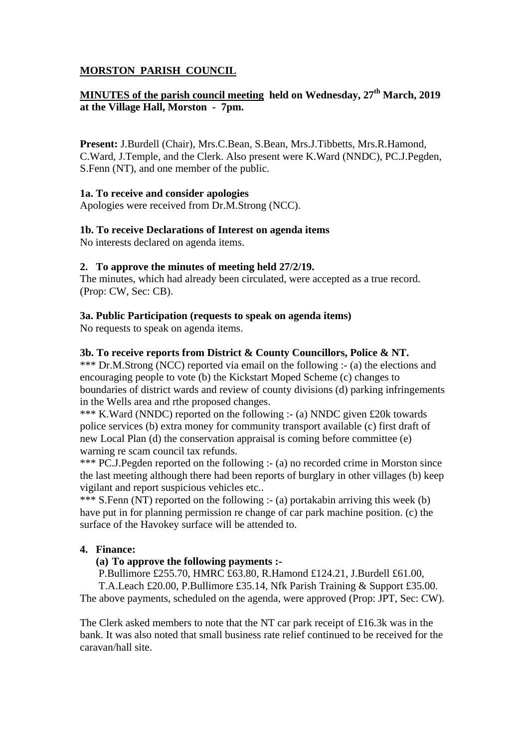**MORSTON PARISH COUNCIL**

**MINUTES of the parish council meeting held on Wednesday, 27th March, 2019 at the Village Hall, Morston - 7pm.**

**Present:** J.Burdell (Chair), Mrs.C.Bean, S.Bean, Mrs.J.Tibbetts, Mrs.R.Hamond, C.Ward, J.Temple, and the Clerk. Also present were K.Ward (NNDC), PC.J.Pegden, S.Fenn (NT), and one member of the public.

**1a. To receive and consider apologies**

Apologies were received from Dr.M.Strong (NCC).

**1b. To receive Declarations of Interest on agenda items**

No interests declared on agenda items.

**2. To approve the minutes of meeting held 27/2/19.**

The minutes, which had already been circulated, were accepted as a true record. (Prop: CW, Sec: CB).

**3a. Public Participation (requests to speak on agenda items)**

No requests to speak on agenda items.

**3b. To receive reports from District & County Councillors, Police & NT.**

*** Dr.M.Strong (NCC) reported via email on the following :- (a) the elections and encouraging people to vote (b) the Kickstart Moped Scheme (c) changes to boundaries of district wards and review of county divisions (d) parking infringements in the Wells area and rthe proposed changes.

*** K.Ward (NNDC) reported on the following :- (a) NNDC given £20k towards police services (b) extra money for community transport available (c) first draft of new Local Plan (d) the conservation appraisal is coming before committee (e) warning re scam council tax refunds.

*** PC.J.Pegden reported on the following :- (a) no recorded crime in Morston since the last meeting although there had been reports of burglary in other villages (b) keep vigilant and report suspicious vehicles etc..

*** S.Fenn (NT) reported on the following :- (a) portakabin arriving this week (b) have put in for planning permission re change of car park machine position. (c) the surface of the Havokey surface will be attended to.

**4. Finance:**

**(a) To approve the following payments :-**

P.Bullimore £255.70, HMRC £63.80, R.Hamond £124.21, J.Burdell £61.00, T.A.Leach £20.00, P.Bullimore £35.14, Nfk Parish Training & Support £35.00.

The above payments, scheduled on the agenda, were approved (Prop: JPT, Sec: CW).

The Clerk asked members to note that the NT car park receipt of £16.3k was in the bank. It was also noted that small business rate relief continued to be received for the caravan/hall site.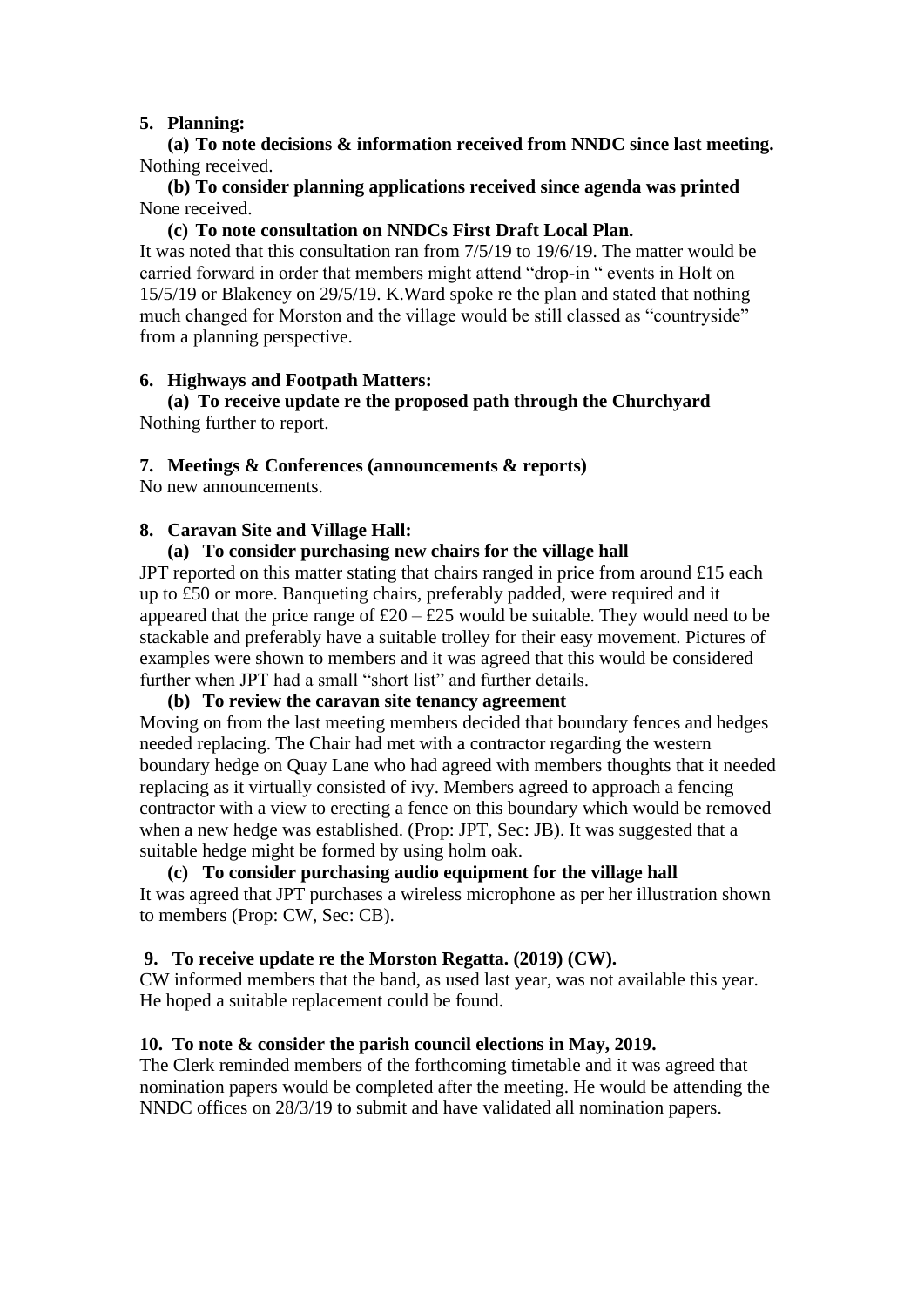**5. Planning:**

**(a) To note decisions & information received from NNDC since last meeting.**
Nothing received.

**(b) To consider planning applications received since agenda was printed**
None received.

**(c) To note consultation on NNDCs First Draft Local Plan.**
It was noted that this consultation ran from 7/5/19 to 19/6/19. The matter would be carried forward in order that members might attend "drop-in " events in Holt on 15/5/19 or Blakeney on 29/5/19. K.Ward spoke re the plan and stated that nothing much changed for Morston and the village would be still classed as "countryside" from a planning perspective.

**6. Highways and Footpath Matters:**

**(a) To receive update re the proposed path through the Churchyard**
Nothing further to report.

**7. Meetings & Conferences (announcements & reports)**
No new announcements.

**8. Caravan Site and Village Hall:**

**(a) To consider purchasing new chairs for the village hall**
JPT reported on this matter stating that chairs ranged in price from around £15 each up to £50 or more. Banqueting chairs, preferably padded, were required and it appeared that the price range of £20 – £25 would be suitable. They would need to be stackable and preferably have a suitable trolley for their easy movement. Pictures of examples were shown to members and it was agreed that this would be considered further when JPT had a small "short list" and further details.

**(b) To review the caravan site tenancy agreement**
Moving on from the last meeting members decided that boundary fences and hedges needed replacing. The Chair had met with a contractor regarding the western boundary hedge on Quay Lane who had agreed with members thoughts that it needed replacing as it virtually consisted of ivy. Members agreed to approach a fencing contractor with a view to erecting a fence on this boundary which would be removed when a new hedge was established. (Prop: JPT, Sec: JB). It was suggested that a suitable hedge might be formed by using holm oak.

**(c) To consider purchasing audio equipment for the village hall**
It was agreed that JPT purchases a wireless microphone as per her illustration shown to members (Prop: CW, Sec: CB).

**9. To receive update re the Morston Regatta. (2019) (CW).**
CW informed members that the band, as used last year, was not available this year. He hoped a suitable replacement could be found.

**10. To note & consider the parish council elections in May, 2019.**
The Clerk reminded members of the forthcoming timetable and it was agreed that nomination papers would be completed after the meeting. He would be attending the NNDC offices on 28/3/19 to submit and have validated all nomination papers.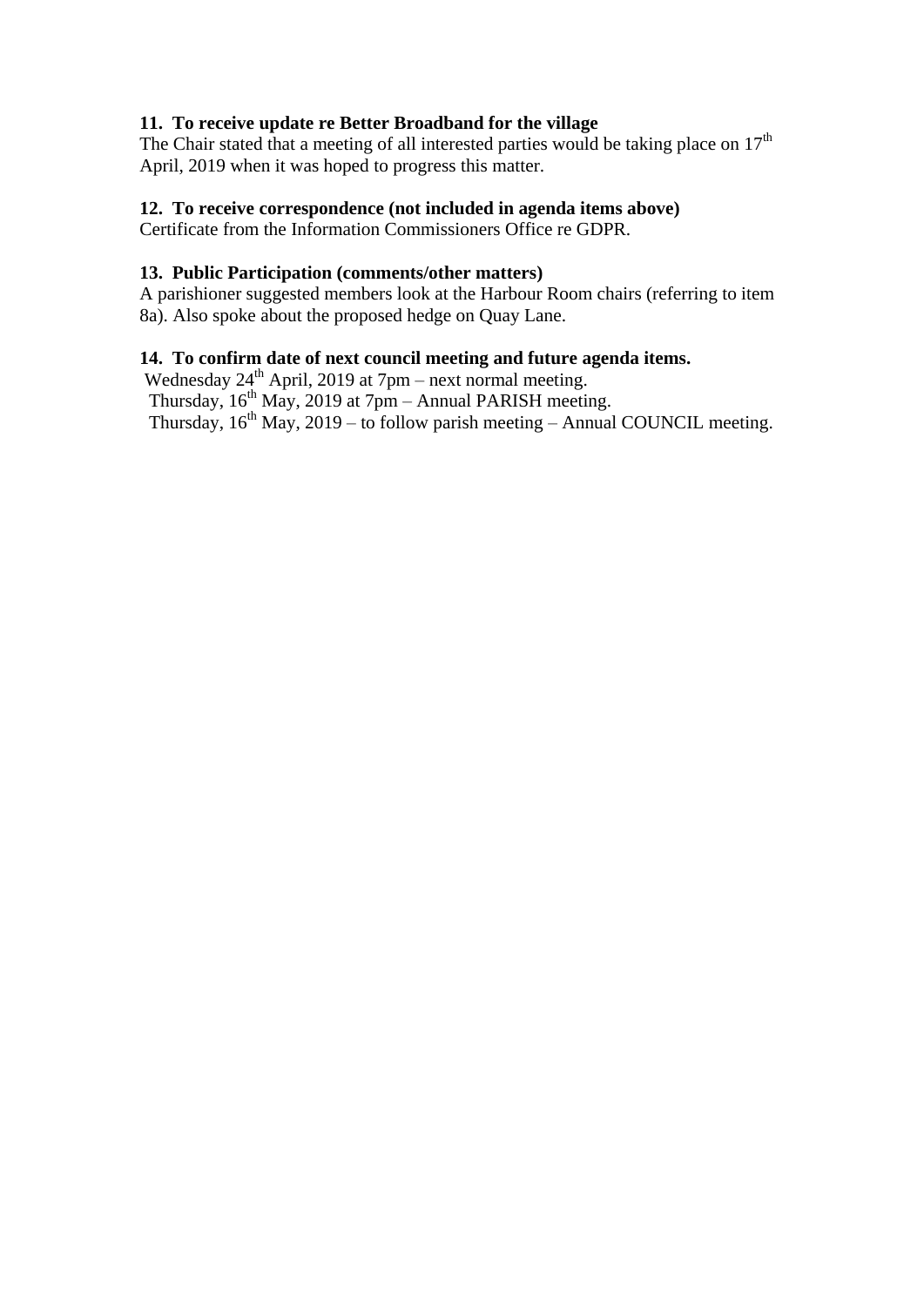**11. To receive update re Better Broadband for the village**

The Chair stated that a meeting of all interested parties would be taking place on 17th April, 2019 when it was hoped to progress this matter.

**12. To receive correspondence (not included in agenda items above)**

Certificate from the Information Commissioners Office re GDPR.

**13. Public Participation (comments/other matters)**

A parishioner suggested members look at the Harbour Room chairs (referring to item 8a). Also spoke about the proposed hedge on Quay Lane.

**14. To confirm date of next council meeting and future agenda items.**

Wednesday 24th April, 2019 at 7pm – next normal meeting.
Thursday, 16th May, 2019 at 7pm – Annual PARISH meeting.
Thursday, 16th May, 2019 – to follow parish meeting – Annual COUNCIL meeting.